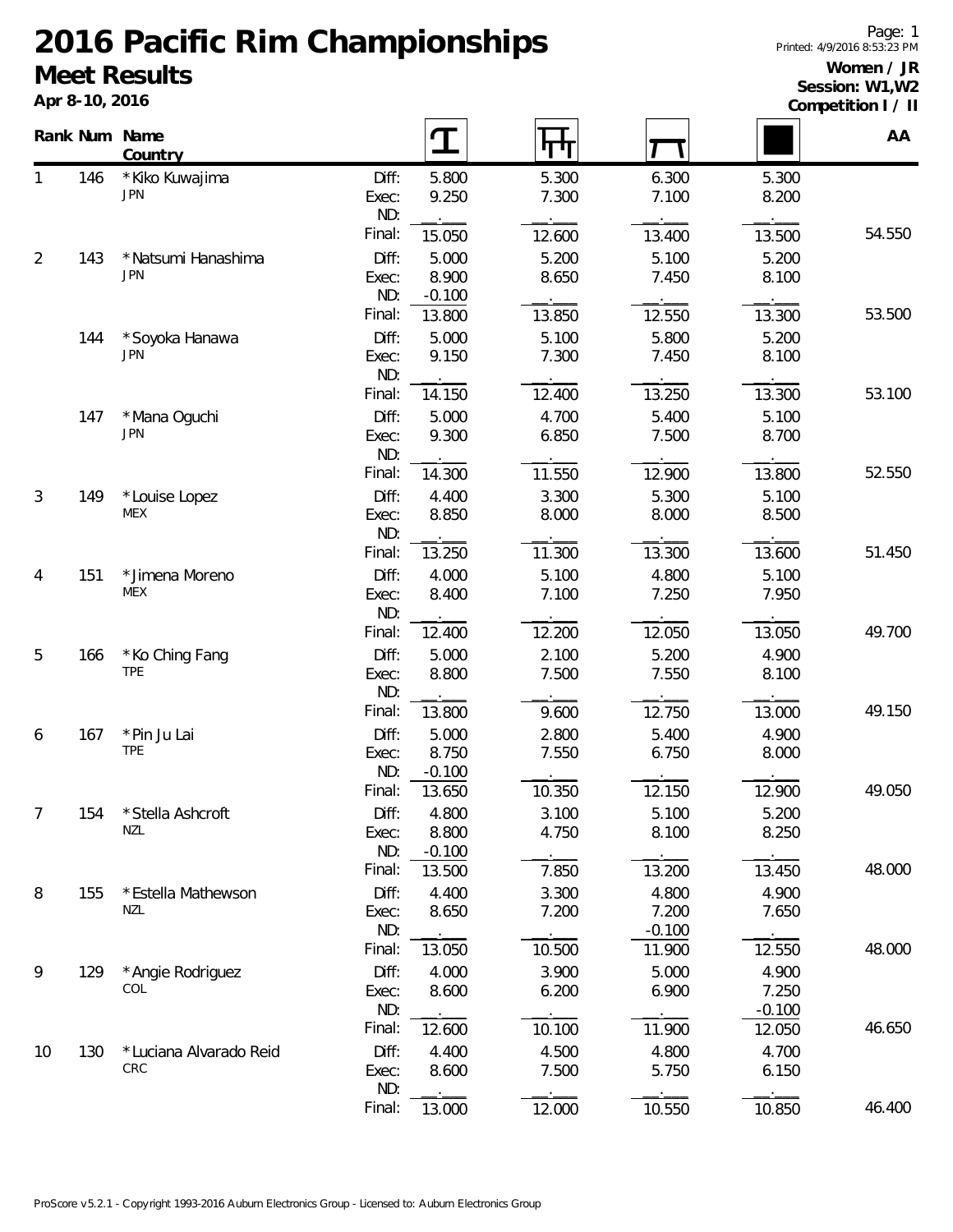# 2016 Pacific Rim Championships

## Meet Results

**Apr 8-10, 2016**

**Women / JR**
**Session: W1,W2**
**Competition I / II**

| Rank | Num | Name / Country | | Vault | Uneven Bars | Balance Beam | Floor | AA |
|---|---|---|---|---|---|---|---|---|
| 1 | 146 | *Kiko Kuwajima (JPN) | Diff: | 5.800 | 5.300 | 6.300 | 5.300 | |
| | | | Exec: | 9.250 | 7.300 | 7.100 | 8.200 | |
| | | | ND: | | | | | |
| | | | Final: | 15.050 | 12.600 | 13.400 | 13.500 | 54.550 |
| 2 | 143 | *Natsumi Hanashima (JPN) | Diff: | 5.000 | 5.200 | 5.100 | 5.200 | |
| | | | Exec: | 8.900 | 8.650 | 7.450 | 8.100 | |
| | | | ND: | -0.100 | | | | |
| | | | Final: | 13.800 | 13.850 | 12.550 | 13.300 | 53.500 |
| | 144 | *Soyoka Hanawa (JPN) | Diff: | 5.000 | 5.100 | 5.800 | 5.200 | |
| | | | Exec: | 9.150 | 7.300 | 7.450 | 8.100 | |
| | | | ND: | | | | | |
| | | | Final: | 14.150 | 12.400 | 13.250 | 13.300 | 53.100 |
| | 147 | *Mana Oguchi (JPN) | Diff: | 5.000 | 4.700 | 5.400 | 5.100 | |
| | | | Exec: | 9.300 | 6.850 | 7.500 | 8.700 | |
| | | | ND: | | | | | |
| | | | Final: | 14.300 | 11.550 | 12.900 | 13.800 | 52.550 |
| 3 | 149 | *Louise Lopez (MEX) | Diff: | 4.400 | 3.300 | 5.300 | 5.100 | |
| | | | Exec: | 8.850 | 8.000 | 8.000 | 8.500 | |
| | | | ND: | | | | | |
| | | | Final: | 13.250 | 11.300 | 13.300 | 13.600 | 51.450 |
| 4 | 151 | *Jimena Moreno (MEX) | Diff: | 4.000 | 5.100 | 4.800 | 5.100 | |
| | | | Exec: | 8.400 | 7.100 | 7.250 | 7.950 | |
| | | | ND: | | | | | |
| | | | Final: | 12.400 | 12.200 | 12.050 | 13.050 | 49.700 |
| 5 | 166 | *Ko Ching Fang (TPE) | Diff: | 5.000 | 2.100 | 5.200 | 4.900 | |
| | | | Exec: | 8.800 | 7.500 | 7.550 | 8.100 | |
| | | | ND: | | | | | |
| | | | Final: | 13.800 | 9.600 | 12.750 | 13.000 | 49.150 |
| 6 | 167 | *Pin Ju Lai (TPE) | Diff: | 5.000 | 2.800 | 5.400 | 4.900 | |
| | | | Exec: | 8.750 | 7.550 | 6.750 | 8.000 | |
| | | | ND: | -0.100 | | | | |
| | | | Final: | 13.650 | 10.350 | 12.150 | 12.900 | 49.050 |
| 7 | 154 | *Stella Ashcroft (NZL) | Diff: | 4.800 | 3.100 | 5.100 | 5.200 | |
| | | | Exec: | 8.800 | 4.750 | 8.100 | 8.250 | |
| | | | ND: | -0.100 | | | | |
| | | | Final: | 13.500 | 7.850 | 13.200 | 13.450 | 48.000 |
| 8 | 155 | *Estella Mathewson (NZL) | Diff: | 4.400 | 3.300 | 4.800 | 4.900 | |
| | | | Exec: | 8.650 | 7.200 | 7.200 | 7.650 | |
| | | | ND: | | | -0.100 | | |
| | | | Final: | 13.050 | 10.500 | 11.900 | 12.550 | 48.000 |
| 9 | 129 | *Angie Rodriguez (COL) | Diff: | 4.000 | 3.900 | 5.000 | 4.900 | |
| | | | Exec: | 8.600 | 6.200 | 6.900 | 7.250 | |
| | | | ND: | | | | -0.100 | |
| | | | Final: | 12.600 | 10.100 | 11.900 | 12.050 | 46.650 |
| 10 | 130 | *Luciana Alvarado Reid (CRC) | Diff: | 4.400 | 4.500 | 4.800 | 4.700 | |
| | | | Exec: | 8.600 | 7.500 | 5.750 | 6.150 | |
| | | | ND: | | | | | |
| | | | Final: | 13.000 | 12.000 | 10.550 | 10.850 | 46.400 |

ProScore v5.2.1 - Copyright 1993-2016 Auburn Electronics Group - Licensed to: Auburn Electronics Group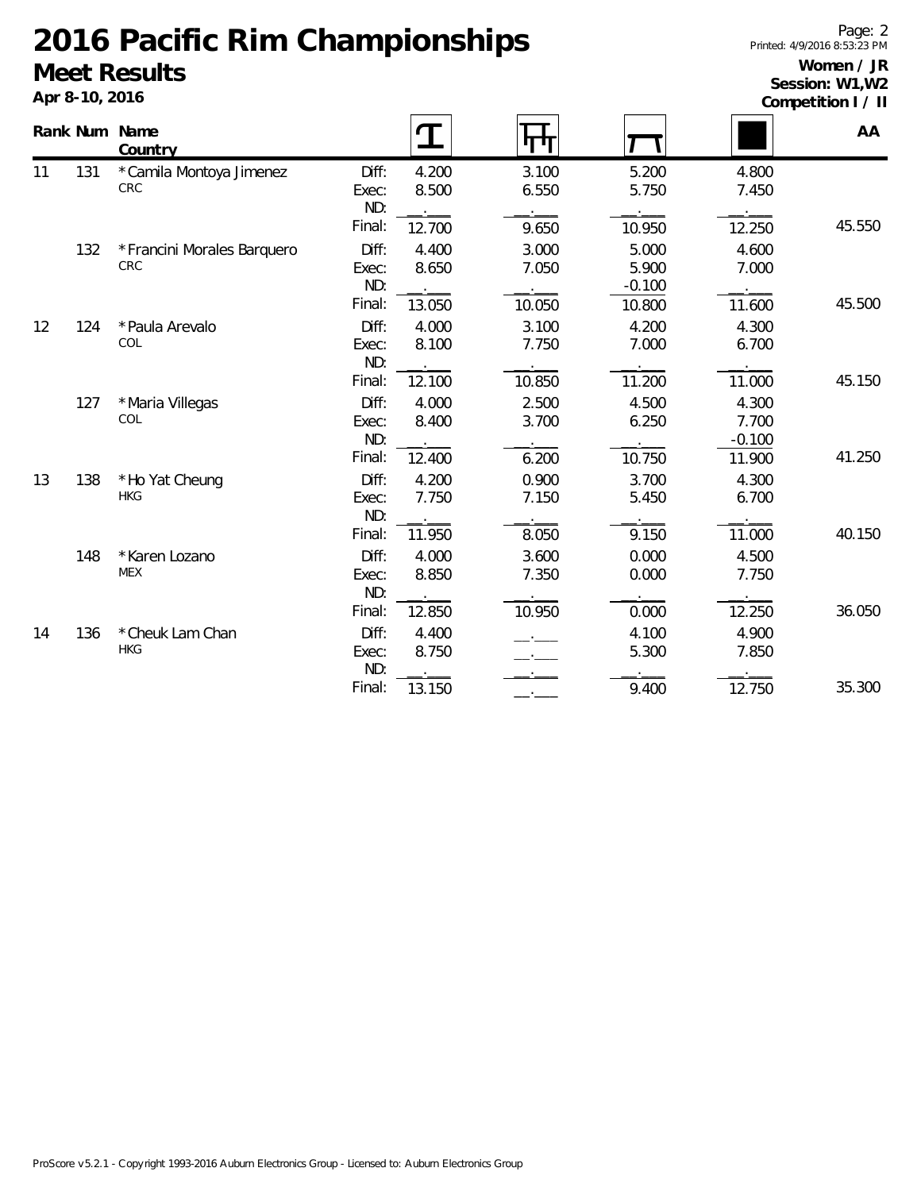# 2016 Pacific Rim Championships

## Meet Results

**Apr 8-10, 2016**

**Women / JR**
**Session: W1,W2**
**Competition I / II**

| Rank | Num | Name / Country | | Vault | Uneven Bars | Beam | Floor | AA |
|---|---|---|---|---|---|---|---|---|
| 11 | 131 | *Camila Montoya Jimenez | Diff: | 4.200 | 3.100 | 5.200 | 4.800 | |
| | | CRC | Exec: | 8.500 | 6.550 | 5.750 | 7.450 | |
| | | | ND: | __.___ | __.___ | __.___ | __.___ | |
| | | | Final: | 12.700 | 9.650 | 10.950 | 12.250 | 45.550 |
| | 132 | *Francini Morales Barquero | Diff: | 4.400 | 3.000 | 5.000 | 4.600 | |
| | | CRC | Exec: | 8.650 | 7.050 | 5.900 | 7.000 | |
| | | | ND: | __.___ | __.___ | -0.100 | __.___ | |
| | | | Final: | 13.050 | 10.050 | 10.800 | 11.600 | 45.500 |
| 12 | 124 | *Paula Arevalo | Diff: | 4.000 | 3.100 | 4.200 | 4.300 | |
| | | COL | Exec: | 8.100 | 7.750 | 7.000 | 6.700 | |
| | | | ND: | __.___ | __.___ | __.___ | __.___ | |
| | | | Final: | 12.100 | 10.850 | 11.200 | 11.000 | 45.150 |
| | 127 | *Maria Villegas | Diff: | 4.000 | 2.500 | 4.500 | 4.300 | |
| | | COL | Exec: | 8.400 | 3.700 | 6.250 | 7.700 | |
| | | | ND: | __.___ | __.___ | __.___ | -0.100 | |
| | | | Final: | 12.400 | 6.200 | 10.750 | 11.900 | 41.250 |
| 13 | 138 | *Ho Yat Cheung | Diff: | 4.200 | 0.900 | 3.700 | 4.300 | |
| | | HKG | Exec: | 7.750 | 7.150 | 5.450 | 6.700 | |
| | | | ND: | __.___ | __.___ | __.___ | __.___ | |
| | | | Final: | 11.950 | 8.050 | 9.150 | 11.000 | 40.150 |
| | 148 | *Karen Lozano | Diff: | 4.000 | 3.600 | 0.000 | 4.500 | |
| | | MEX | Exec: | 8.850 | 7.350 | 0.000 | 7.750 | |
| | | | ND: | __.___ | __.___ | __.___ | __.___ | |
| | | | Final: | 12.850 | 10.950 | 0.000 | 12.250 | 36.050 |
| 14 | 136 | *Cheuk Lam Chan | Diff: | 4.400 | __.___ | 4.100 | 4.900 | |
| | | HKG | Exec: | 8.750 | __.___ | 5.300 | 7.850 | |
| | | | ND: | __.___ | __.___ | __.___ | __.___ | |
| | | | Final: | 13.150 | __.___ | 9.400 | 12.750 | 35.300 |

ProScore v5.2.1 - Copyright 1993-2016 Auburn Electronics Group - Licensed to: Auburn Electronics Group